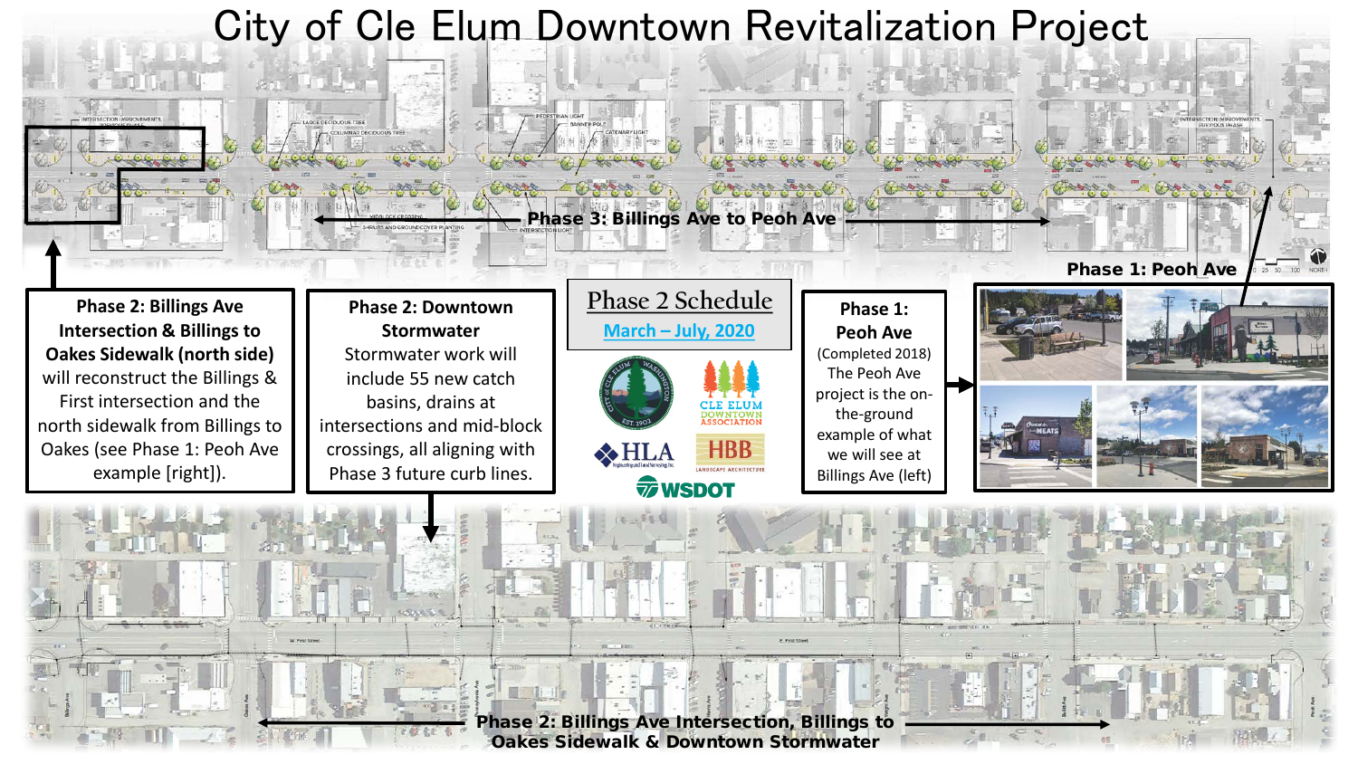# City of Cle Elum Downtown Revitalization Project

**Phase 3: Billings Ave to Peoh Ave**

**Phase 1: Peoh Ave**

**Phase 2: Billings Ave Intersection & Billings to Oakes Sidewalk (north side)** will reconstruct the Billings & First intersection and the north sidewalk from Billings to Oakes (see Phase 1: Peoh Ave example [right]).

**Phase 2: Downtown Stormwater**
Stormwater work will include 55 new catch basins, drains at intersections and mid-block crossings, all aligning with Phase 3 future curb lines.

## Phase 2 Schedule

**March – July, 2020**

**Phase 1: Peoh Ave**
(Completed 2018)
The Peoh Ave project is the on-the-ground example of what we will see at Billings Ave (left)

CLE ELUM DOWNTOWN ASSOCIATION

HLA

HBB LANDSCAPE ARCHITECTURE

WSDOT

**Phase 2: Billings Ave Intersection, Billings to Oakes Sidewalk & Downtown Stormwater**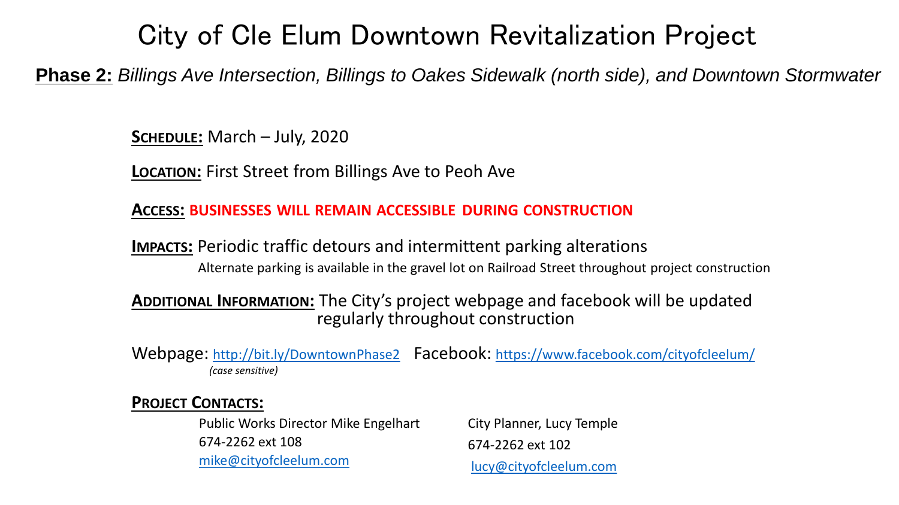# City of Cle Elum Downtown Revitalization Project

**Phase 2:** *Billings Ave Intersection, Billings to Oakes Sidewalk (north side), and Downtown Stormwater*

**SCHEDULE:** March – July, 2020

**LOCATION:** First Street from Billings Ave to Peoh Ave

**ACCESS:** **BUSINESSES WILL REMAIN ACCESSIBLE DURING CONSTRUCTION**

**IMPACTS:** Periodic traffic detours and intermittent parking alterations

Alternate parking is available in the gravel lot on Railroad Street throughout project construction

**ADDITIONAL INFORMATION:** The City's project webpage and facebook will be updated regularly throughout construction

Webpage: http://bit.ly/DowntownPhase2 *(case sensitive)* Facebook: https://www.facebook.com/cityofcleelum/

**PROJECT CONTACTS:**

Public Works Director Mike Engelhart
674-2262 ext 108
mike@cityofcleelum.com

City Planner, Lucy Temple
674-2262 ext 102
lucy@cityofcleelum.com